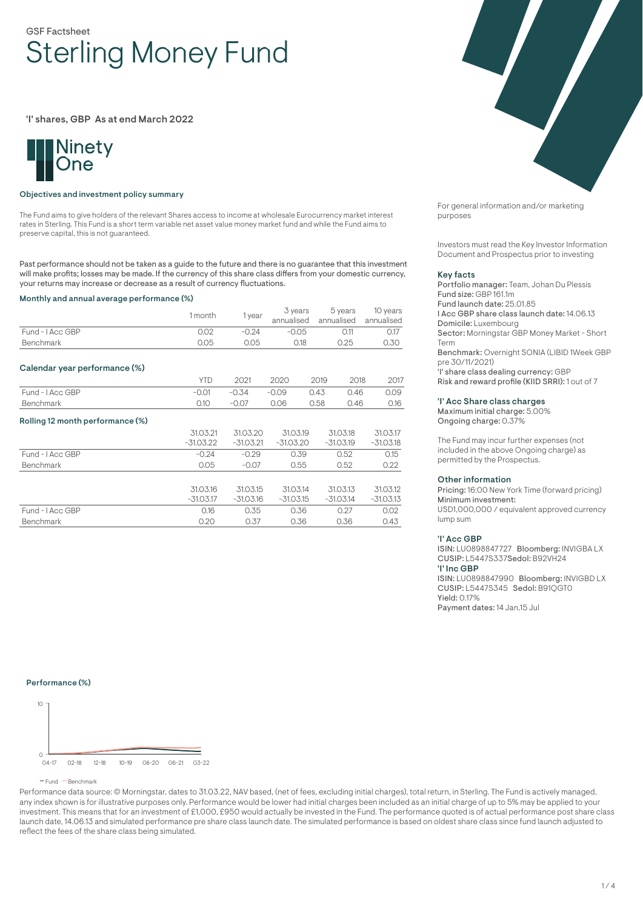GSF Factsheet

# Sterling Money Fund

'I' shares, GBP As at end March 2022

Ninety One

### Objectives and investment policy summary

The Fund aims to give holders of the relevant Shares access to income at wholesale Eurocurrency market interest rates in Sterling. This Fund is a short term variable net asset value money market fund and while the Fund aims to preserve capital, this is not guaranteed.

Past performance should not be taken as a guide to the future and there is no guarantee that this investment will make profits; losses may be made. If the currency of this share class differs from your domestic currency, your returns may increase or decrease as a result of currency fluctuations.

### Monthly and annual average performance (%)

| | 1 month | 1 year | 3 years annualised | 5 years annualised | 10 years annualised |
|---|---|---|---|---|---|
| Fund - I Acc GBP | 0.02 | -0.24 | -0.05 | 0.11 | 0.17 |
| Benchmark | 0.05 | 0.05 | 0.18 | 0.25 | 0.30 |

### Calendar year performance (%)

| | YTD | 2021 | 2020 | 2019 | 2018 | 2017 |
|---|---|---|---|---|---|---|
| Fund - I Acc GBP | -0.01 | -0.34 | -0.09 | 0.43 | 0.46 | 0.09 |
| Benchmark | 0.10 | -0.07 | 0.06 | 0.58 | 0.46 | 0.16 |

### Rolling 12 month performance (%)

| | 31.03.21 -31.03.22 | 31.03.20 -31.03.21 | 31.03.19 -31.03.20 | 31.03.18 -31.03.19 | 31.03.17 -31.03.18 |
|---|---|---|---|---|---|
| Fund - I Acc GBP | -0.24 | -0.29 | 0.39 | 0.52 | 0.15 |
| Benchmark | 0.05 | -0.07 | 0.55 | 0.52 | 0.22 |

| | 31.03.16 -31.03.17 | 31.03.15 -31.03.16 | 31.03.14 -31.03.15 | 31.03.13 -31.03.14 | 31.03.12 -31.03.13 |
|---|---|---|---|---|---|
| Fund - I Acc GBP | 0.16 | 0.35 | 0.36 | 0.27 | 0.02 |
| Benchmark | 0.20 | 0.37 | 0.36 | 0.36 | 0.43 |

For general information and/or marketing purposes

Investors must read the Key Investor Information Document and Prospectus prior to investing

### Key facts

**Portfolio manager:** Team, Johan Du Plessis
**Fund size:** GBP 161.1m
**Fund launch date:** 25.01.85
**I Acc GBP share class launch date:** 14.06.13
**Domicile:** Luxembourg
**Sector:** Morningstar GBP Money Market - Short Term
**Benchmark:** Overnight SONIA (LIBID 1Week GBP pre 30/11/2021)
**'I' share class dealing currency:** GBP
**Risk and reward profile (KIID SRRI):** 1 out of 7

### 'I' Acc Share class charges

**Maximum initial charge:** 5.00%
**Ongoing charge:** 0.37%

The Fund may incur further expenses (not included in the above Ongoing charge) as permitted by the Prospectus.

### Other information

**Pricing:** 16:00 New York Time (forward pricing)
**Minimum investment:**
USD1,000,000 / equivalent approved currency lump sum

### 'I' Acc GBP

**ISIN:** LU0898847727 **Bloomberg:** INVIGBA LX
**CUSIP:** L5447S337 **Sedol:** B92VH24

### 'I' Inc GBP

**ISIN:** LU0898847990 **Bloomberg:** INVIGBD LX
**CUSIP:** L5447S345 **Sedol:** B91QGT0
**Yield:** 0.17%
**Payment dates:** 14 Jan,15 Jul

### Performance (%)

— Fund — Benchmark

Performance data source: © Morningstar, dates to 31.03.22, NAV based, (net of fees, excluding initial charges), total return, in Sterling. The Fund is actively managed, any index shown is for illustrative purposes only. Performance would be lower had initial charges been included as an initial charge of up to 5% may be applied to your investment. This means that for an investment of £1,000, £950 would actually be invested in the Fund. The performance quoted is of actual performance post share class launch date, 14.06.13 and simulated performance pre share class launch date. The simulated performance is based on oldest share class since fund launch adjusted to reflect the fees of the share class being simulated.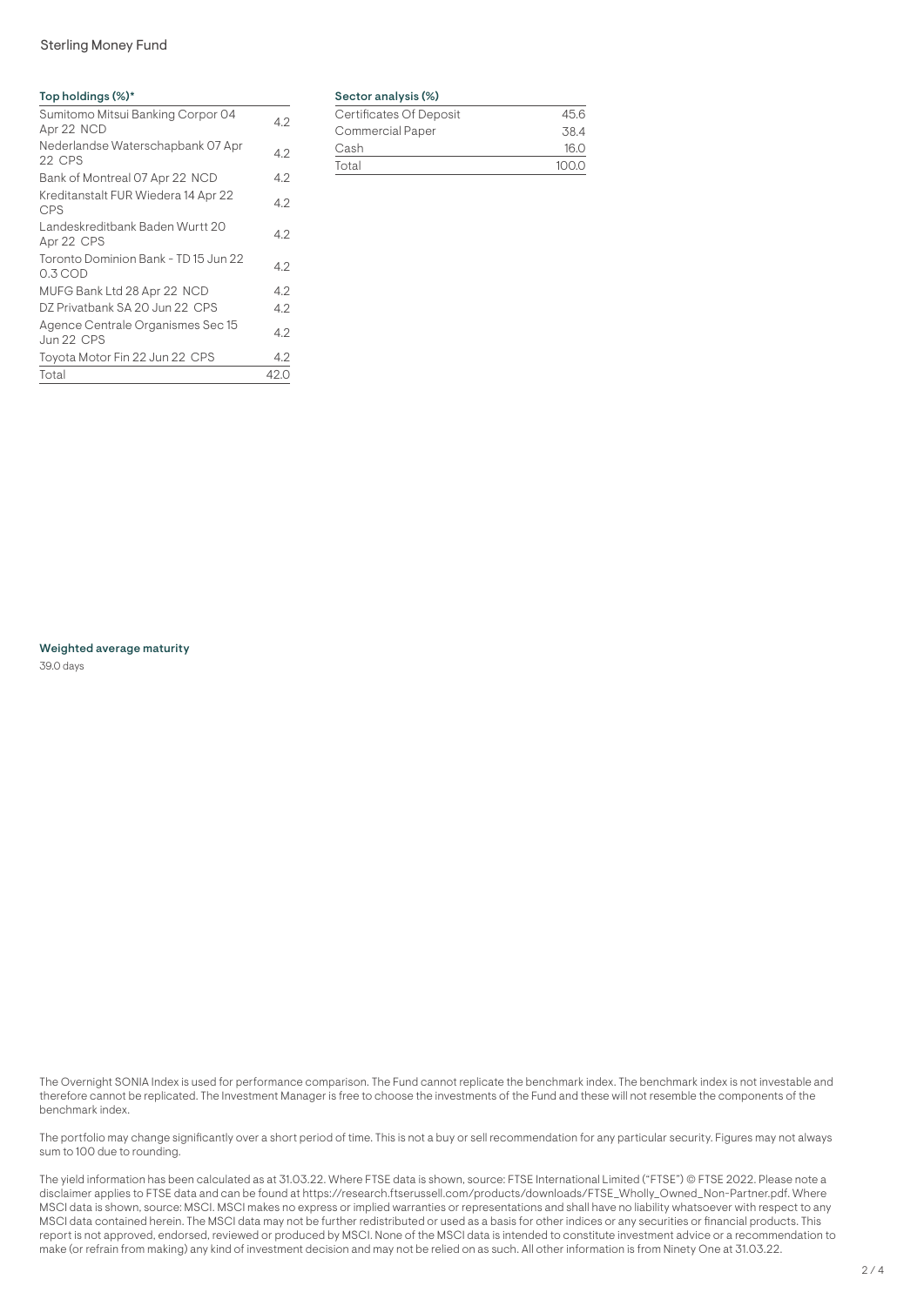### Top holdings (%)*

| | |
|---|---|
| Sumitomo Mitsui Banking Corpor 04 Apr 22 NCD | 4.2 |
| Nederlandse Waterschapbank 07 Apr 22 CPS | 4.2 |
| Bank of Montreal 07 Apr 22 NCD | 4.2 |
| Kreditanstalt FUR Wiedera 14 Apr 22 CPS | 4.2 |
| Landeskreditbank Baden Wurtt 20 Apr 22 CPS | 4.2 |
| Toronto Dominion Bank - TD 15 Jun 22 0.3 COD | 4.2 |
| MUFG Bank Ltd 28 Apr 22 NCD | 4.2 |
| DZ Privatbank SA 20 Jun 22 CPS | 4.2 |
| Agence Centrale Organismes Sec 15 Jun 22 CPS | 4.2 |
| Toyota Motor Fin 22 Jun 22 CPS | 4.2 |
| Total | 42.0 |

### Sector analysis (%)

| | |
|---|---|
| Certificates Of Deposit | 45.6 |
| Commercial Paper | 38.4 |
| Cash | 16.0 |
| Total | 100.0 |

### Weighted average maturity

39.0 days

The Overnight SONIA Index is used for performance comparison. The Fund cannot replicate the benchmark index. The benchmark index is not investable and therefore cannot be replicated. The Investment Manager is free to choose the investments of the Fund and these will not resemble the components of the benchmark index.

The portfolio may change significantly over a short period of time. This is not a buy or sell recommendation for any particular security. Figures may not always sum to 100 due to rounding.

The yield information has been calculated as at 31.03.22. Where FTSE data is shown, source: FTSE International Limited ("FTSE") © FTSE 2022. Please note a disclaimer applies to FTSE data and can be found at https://research.ftserussell.com/products/downloads/FTSE_Wholly_Owned_Non-Partner.pdf. Where MSCI data is shown, source: MSCI. MSCI makes no express or implied warranties or representations and shall have no liability whatsoever with respect to any MSCI data contained herein. The MSCI data may not be further redistributed or used as a basis for other indices or any securities or financial products. This report is not approved, endorsed, reviewed or produced by MSCI. None of the MSCI data is intended to constitute investment advice or a recommendation to make (or refrain from making) any kind of investment decision and may not be relied on as such. All other information is from Ninety One at 31.03.22.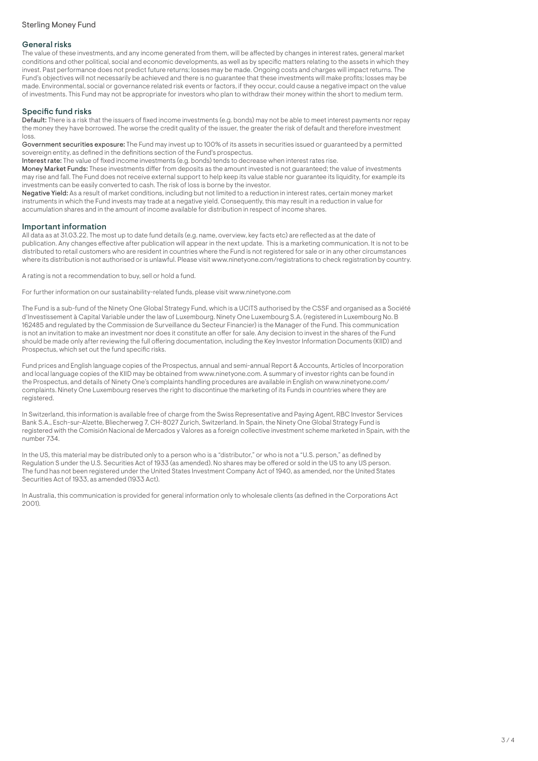## General risks

The value of these investments, and any income generated from them, will be affected by changes in interest rates, general market conditions and other political, social and economic developments, as well as by specific matters relating to the assets in which they invest. Past performance does not predict future returns; losses may be made. Ongoing costs and charges will impact returns. The Fund's objectives will not necessarily be achieved and there is no guarantee that these investments will make profits; losses may be made. Environmental, social or governance related risk events or factors, if they occur, could cause a negative impact on the value of investments. This Fund may not be appropriate for investors who plan to withdraw their money within the short to medium term.

## Specific fund risks

**Default:** There is a risk that the issuers of fixed income investments (e.g. bonds) may not be able to meet interest payments nor repay the money they have borrowed. The worse the credit quality of the issuer, the greater the risk of default and therefore investment loss.

**Government securities exposure:** The Fund may invest up to 100% of its assets in securities issued or guaranteed by a permitted sovereign entity, as defined in the definitions section of the Fund's prospectus.

**Interest rate:** The value of fixed income investments (e.g. bonds) tends to decrease when interest rates rise.

**Money Market Funds:** These investments differ from deposits as the amount invested is not guaranteed; the value of investments may rise and fall. The Fund does not receive external support to help keep its value stable nor guarantee its liquidity, for example its investments can be easily converted to cash. The risk of loss is borne by the investor.

**Negative Yield:** As a result of market conditions, including but not limited to a reduction in interest rates, certain money market instruments in which the Fund invests may trade at a negative yield. Consequently, this may result in a reduction in value for accumulation shares and in the amount of income available for distribution in respect of income shares.

## Important information

All data as at 31.03.22. The most up to date fund details (e.g. name, overview, key facts etc) are reflected as at the date of publication. Any changes effective after publication will appear in the next update. This is a marketing communication. It is not to be distributed to retail customers who are resident in countries where the Fund is not registered for sale or in any other circumstances where its distribution is not authorised or is unlawful. Please visit www.ninetyone.com/registrations to check registration by country.

A rating is not a recommendation to buy, sell or hold a fund.

For further information on our sustainability-related funds, please visit www.ninetyone.com

The Fund is a sub-fund of the Ninety One Global Strategy Fund, which is a UCITS authorised by the CSSF and organised as a Société d'Investissement à Capital Variable under the law of Luxembourg. Ninety One Luxembourg S.A. (registered in Luxembourg No. B 162485 and regulated by the Commission de Surveillance du Secteur Financier) is the Manager of the Fund. This communication is not an invitation to make an investment nor does it constitute an offer for sale. Any decision to invest in the shares of the Fund should be made only after reviewing the full offering documentation, including the Key Investor Information Documents (KIID) and Prospectus, which set out the fund specific risks.

Fund prices and English language copies of the Prospectus, annual and semi-annual Report & Accounts, Articles of Incorporation and local language copies of the KIID may be obtained from www.ninetyone.com. A summary of investor rights can be found in the Prospectus, and details of Ninety One's complaints handling procedures are available in English on www.ninetyone.com/complaints. Ninety One Luxembourg reserves the right to discontinue the marketing of its Funds in countries where they are registered.

In Switzerland, this information is available free of charge from the Swiss Representative and Paying Agent, RBC Investor Services Bank S.A., Esch-sur-Alzette, Bleicherweg 7, CH-8027 Zurich, Switzerland. In Spain, the Ninety One Global Strategy Fund is registered with the Comisión Nacional de Mercados y Valores as a foreign collective investment scheme marketed in Spain, with the number 734.

In the US, this material may be distributed only to a person who is a "distributor," or who is not a "U.S. person," as defined by Regulation S under the U.S. Securities Act of 1933 (as amended). No shares may be offered or sold in the US to any US person. The fund has not been registered under the United States Investment Company Act of 1940, as amended, nor the United States Securities Act of 1933, as amended (1933 Act).

In Australia, this communication is provided for general information only to wholesale clients (as defined in the Corporations Act 2001).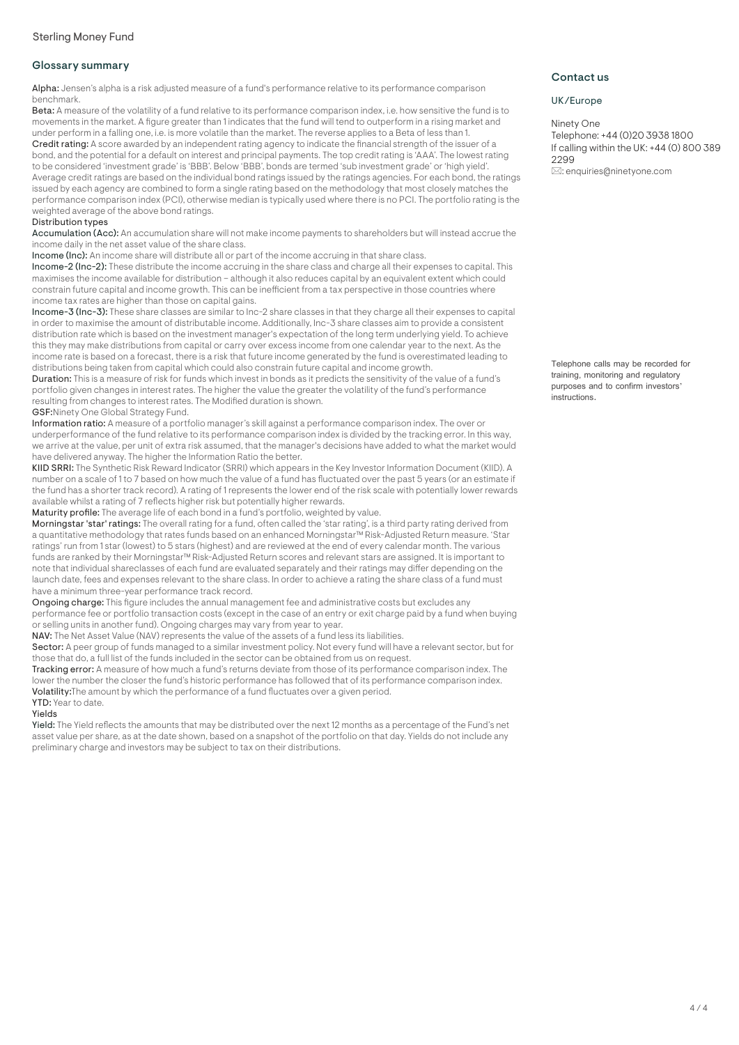## Glossary summary

**Alpha:** Jensen's alpha is a risk adjusted measure of a fund's performance relative to its performance comparison benchmark.

**Beta:** A measure of the volatility of a fund relative to its performance comparison index, i.e. how sensitive the fund is to movements in the market. A figure greater than 1 indicates that the fund will tend to outperform in a rising market and under perform in a falling one, i.e. is more volatile than the market. The reverse applies to a Beta of less than 1.

**Credit rating:** A score awarded by an independent rating agency to indicate the financial strength of the issuer of a bond, and the potential for a default on interest and principal payments. The top credit rating is 'AAA'. The lowest rating to be considered 'investment grade' is 'BBB'. Below 'BBB', bonds are termed 'sub investment grade' or 'high yield'. Average credit ratings are based on the individual bond ratings issued by the ratings agencies. For each bond, the ratings issued by each agency are combined to form a single rating based on the methodology that most closely matches the performance comparison index (PCI), otherwise median is typically used where there is no PCI. The portfolio rating is the weighted average of the above bond ratings.

Distribution types

**Accumulation (Acc):** An accumulation share will not make income payments to shareholders but will instead accrue the income daily in the net asset value of the share class.

**Income (Inc):** An income share will distribute all or part of the income accruing in that share class.

**Income-2 (Inc-2):** These distribute the income accruing in the share class and charge all their expenses to capital. This maximises the income available for distribution – although it also reduces capital by an equivalent extent which could constrain future capital and income growth. This can be inefficient from a tax perspective in those countries where income tax rates are higher than those on capital gains.

**Income-3 (Inc-3):** These share classes are similar to Inc-2 share classes in that they charge all their expenses to capital in order to maximise the amount of distributable income. Additionally, Inc-3 share classes aim to provide a consistent distribution rate which is based on the investment manager's expectation of the long term underlying yield. To achieve this they may make distributions from capital or carry over excess income from one calendar year to the next. As the income rate is based on a forecast, there is a risk that future income generated by the fund is overestimated leading to distributions being taken from capital which could also constrain future capital and income growth.

**Duration:** This is a measure of risk for funds which invest in bonds as it predicts the sensitivity of the value of a fund's portfolio given changes in interest rates. The higher the value the greater the volatility of the fund's performance resulting from changes to interest rates. The Modified duration is shown.

**GSF:**Ninety One Global Strategy Fund.

**Information ratio:** A measure of a portfolio manager's skill against a performance comparison index. The over or underperformance of the fund relative to its performance comparison index is divided by the tracking error. In this way, we arrive at the value, per unit of extra risk assumed, that the manager's decisions have added to what the market would have delivered anyway. The higher the Information Ratio the better.

**KIID SRRI:** The Synthetic Risk Reward Indicator (SRRI) which appears in the Key Investor Information Document (KIID). A number on a scale of 1 to 7 based on how much the value of a fund has fluctuated over the past 5 years (or an estimate if the fund has a shorter track record). A rating of 1 represents the lower end of the risk scale with potentially lower rewards available whilst a rating of 7 reflects higher risk but potentially higher rewards.

**Maturity profile:** The average life of each bond in a fund's portfolio, weighted by value.

**Morningstar 'star' ratings:** The overall rating for a fund, often called the 'star rating', is a third party rating derived from a quantitative methodology that rates funds based on an enhanced Morningstar™ Risk-Adjusted Return measure. 'Star ratings' run from 1 star (lowest) to 5 stars (highest) and are reviewed at the end of every calendar month. The various funds are ranked by their Morningstar™ Risk-Adjusted Return scores and relevant stars are assigned. It is important to note that individual shareclasses of each fund are evaluated separately and their ratings may differ depending on the launch date, fees and expenses relevant to the share class. In order to achieve a rating the share class of a fund must have a minimum three-year performance track record.

**Ongoing charge:** This figure includes the annual management fee and administrative costs but excludes any performance fee or portfolio transaction costs (except in the case of an entry or exit charge paid by a fund when buying or selling units in another fund). Ongoing charges may vary from year to year.

**NAV:** The Net Asset Value (NAV) represents the value of the assets of a fund less its liabilities.

**Sector:** A peer group of funds managed to a similar investment policy. Not every fund will have a relevant sector, but for those that do, a full list of the funds included in the sector can be obtained from us on request.

**Tracking error:** A measure of how much a fund's returns deviate from those of its performance comparison index. The lower the number the closer the fund's historic performance has followed that of its performance comparison index.

**Volatility:**The amount by which the performance of a fund fluctuates over a given period.

**YTD:** Year to date.

Yields

**Yield:** The Yield reflects the amounts that may be distributed over the next 12 months as a percentage of the Fund's net asset value per share, as at the date shown, based on a snapshot of the portfolio on that day. Yields do not include any preliminary charge and investors may be subject to tax on their distributions.

## Contact us

### UK/Europe

Ninety One
Telephone: +44 (0)20 3938 1800
If calling within the UK: +44 (0) 800 389 2299
✉: enquiries@ninetyone.com

Telephone calls may be recorded for training, monitoring and regulatory purposes and to confirm investors' instructions.